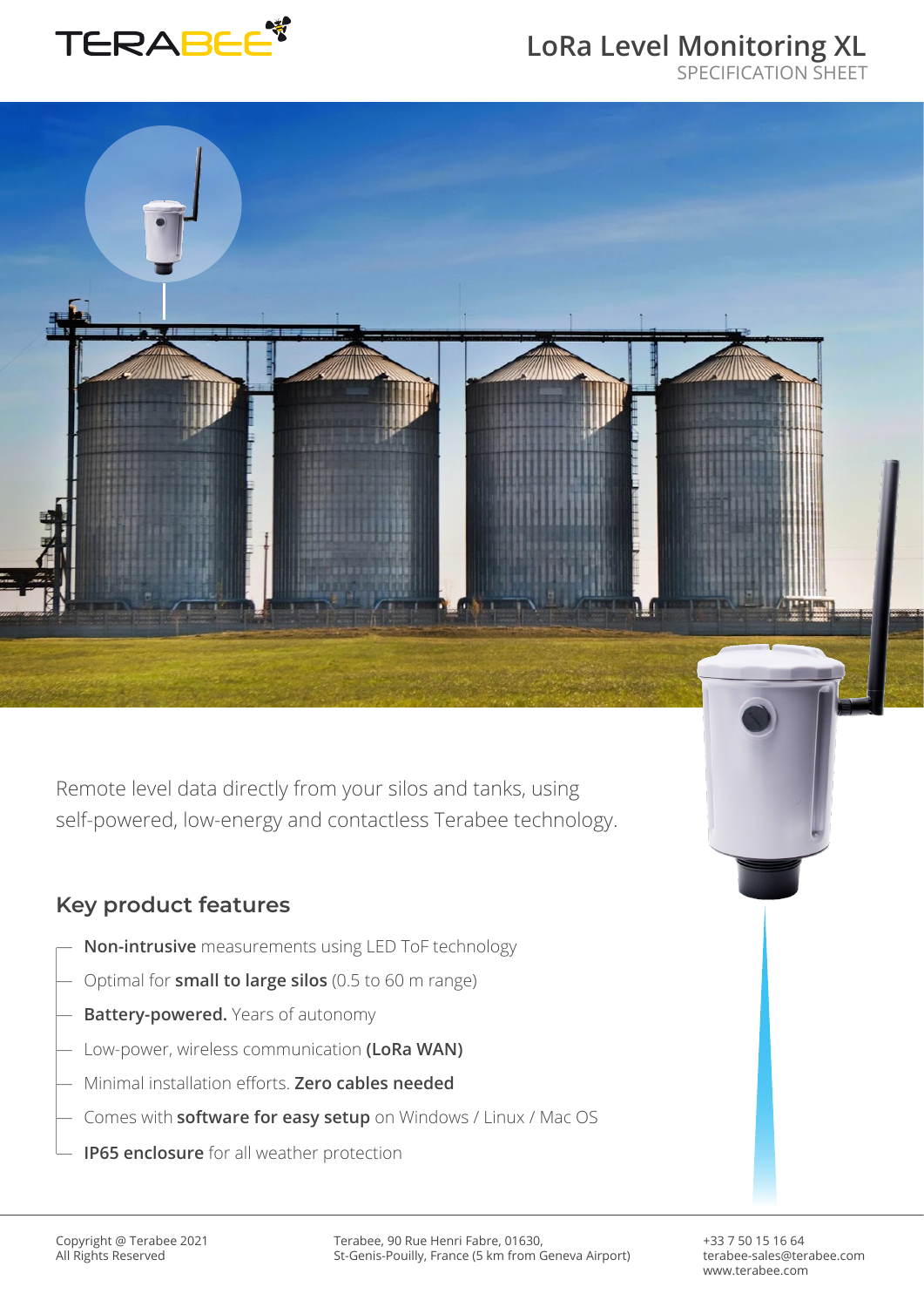# LoRa Level Monitoring XL

SPECIFICATION SHEET

Remote level data directly from your silos and tanks, using self-powered, low-energy and contactless Terabee technology.

## Key product features

- **Non-intrusive** measurements using LED ToF technology
- Optimal for **small to large silos** (0.5 to 60 m range)
- **Battery-powered.** Years of autonomy
- Low-power, wireless communication **(LoRa WAN)**
- Minimal installation efforts. **Zero cables needed**
- Comes with **software for easy setup** on Windows / Linux / Mac OS
- **IP65 enclosure** for all weather protection

Copyright @ Terabee 2021
All Rights Reserved

Terabee, 90 Rue Henri Fabre, 01630,
St-Genis-Pouilly, France (5 km from Geneva Airport)

+33 7 50 15 16 64
terabee-sales@terabee.com
www.terabee.com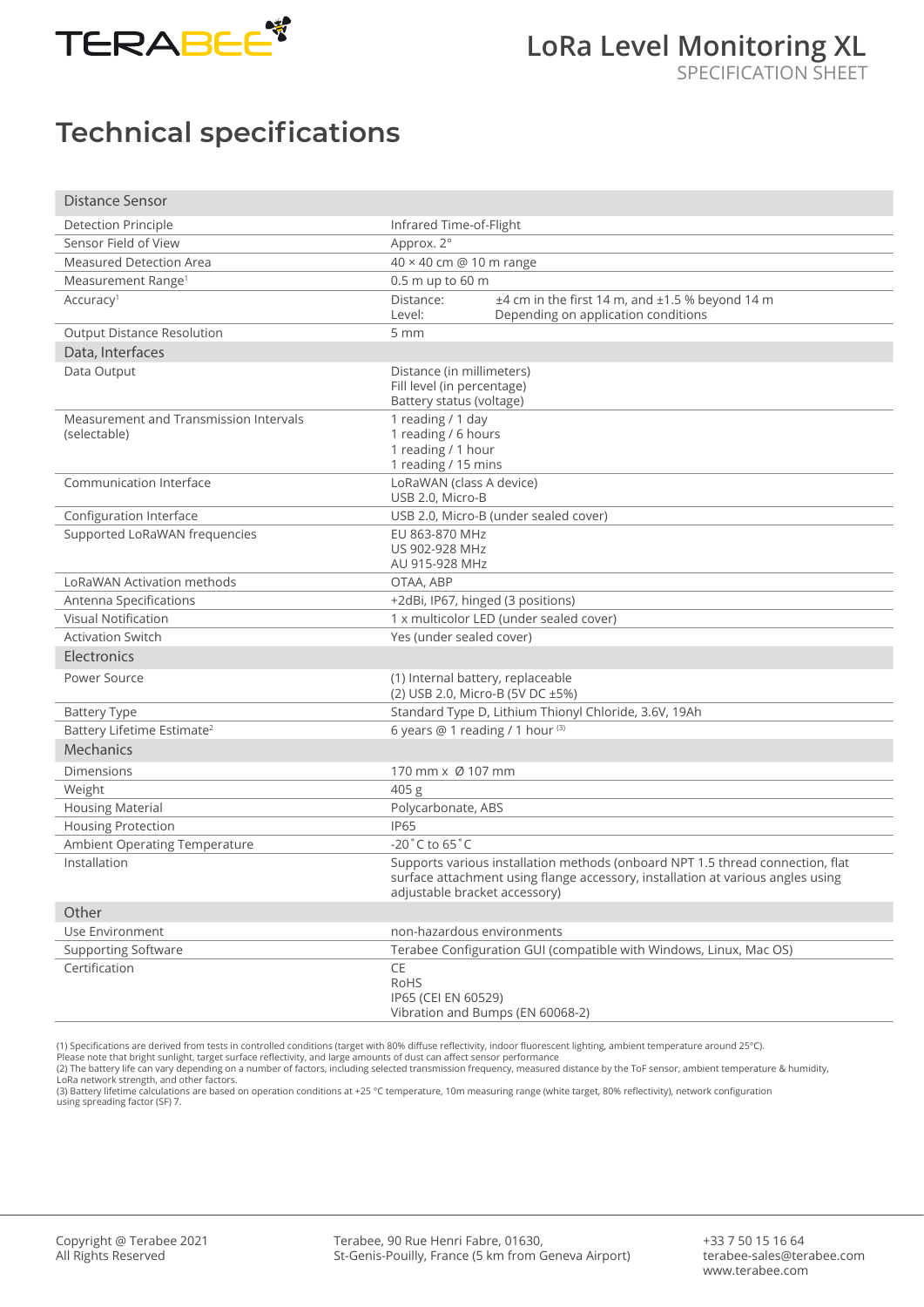# Technical specifications

| Distance Sensor | |
|---|---|
| Detection Principle | Infrared Time-of-Flight |
| Sensor Field of View | Approx. 2° |
| Measured Detection Area | 40 × 40 cm @ 10 m range |
| Measurement Range[1] | 0.5 m up to 60 m |
| Accuracy[1] | Distance: ±4 cm in the first 14 m, and ±1.5 % beyond 14 m<br>Level: Depending on application conditions |
| Output Distance Resolution | 5 mm |
| **Data, Interfaces** | |
| Data Output | Distance (in millimeters)<br>Fill level (in percentage)<br>Battery status (voltage) |
| Measurement and Transmission Intervals (selectable) | 1 reading / 1 day<br>1 reading / 6 hours<br>1 reading / 1 hour<br>1 reading / 15 mins |
| Communication Interface | LoRaWAN (class A device)<br>USB 2.0, Micro-B |
| Configuration Interface | USB 2.0, Micro-B (under sealed cover) |
| Supported LoRaWAN frequencies | EU 863-870 MHz<br>US 902-928 MHz<br>AU 915-928 MHz |
| LoRaWAN Activation methods | OTAA, ABP |
| Antenna Specifications | +2dBi, IP67, hinged (3 positions) |
| Visual Notification | 1 x multicolor LED (under sealed cover) |
| Activation Switch | Yes (under sealed cover) |
| **Electronics** | |
| Power Source | (1) Internal battery, replaceable<br>(2) USB 2.0, Micro-B (5V DC ±5%) |
| Battery Type | Standard Type D, Lithium Thionyl Chloride, 3.6V, 19Ah |
| Battery Lifetime Estimate[2] | 6 years @ 1 reading / 1 hour [3] |
| **Mechanics** | |
| Dimensions | 170 mm x Ø 107 mm |
| Weight | 405 g |
| Housing Material | Polycarbonate, ABS |
| Housing Protection | IP65 |
| Ambient Operating Temperature | -20˚C to 65˚C |
| Installation | Supports various installation methods (onboard NPT 1.5 thread connection, flat surface attachment using flange accessory, installation at various angles using adjustable bracket accessory) |
| **Other** | |
| Use Environment | non-hazardous environments |
| Supporting Software | Terabee Configuration GUI (compatible with Windows, Linux, Mac OS) |
| Certification | CE<br>RoHS<br>IP65 (CEI EN 60529)<br>Vibration and Bumps (EN 60068-2) |

(1) Specifications are derived from tests in controlled conditions (target with 80% diffuse reflectivity, indoor fluorescent lighting, ambient temperature around 25°C).
Please note that bright sunlight, target surface reflectivity, and large amounts of dust can affect sensor performance
(2) The battery life can vary depending on a number of factors, including selected transmission frequency, measured distance by the ToF sensor, ambient temperature & humidity, LoRa network strength, and other factors.
(3) Battery lifetime calculations are based on operation conditions at +25 °C temperature, 10m measuring range (white target, 80% reflectivity), network configuration using spreading factor (SF) 7.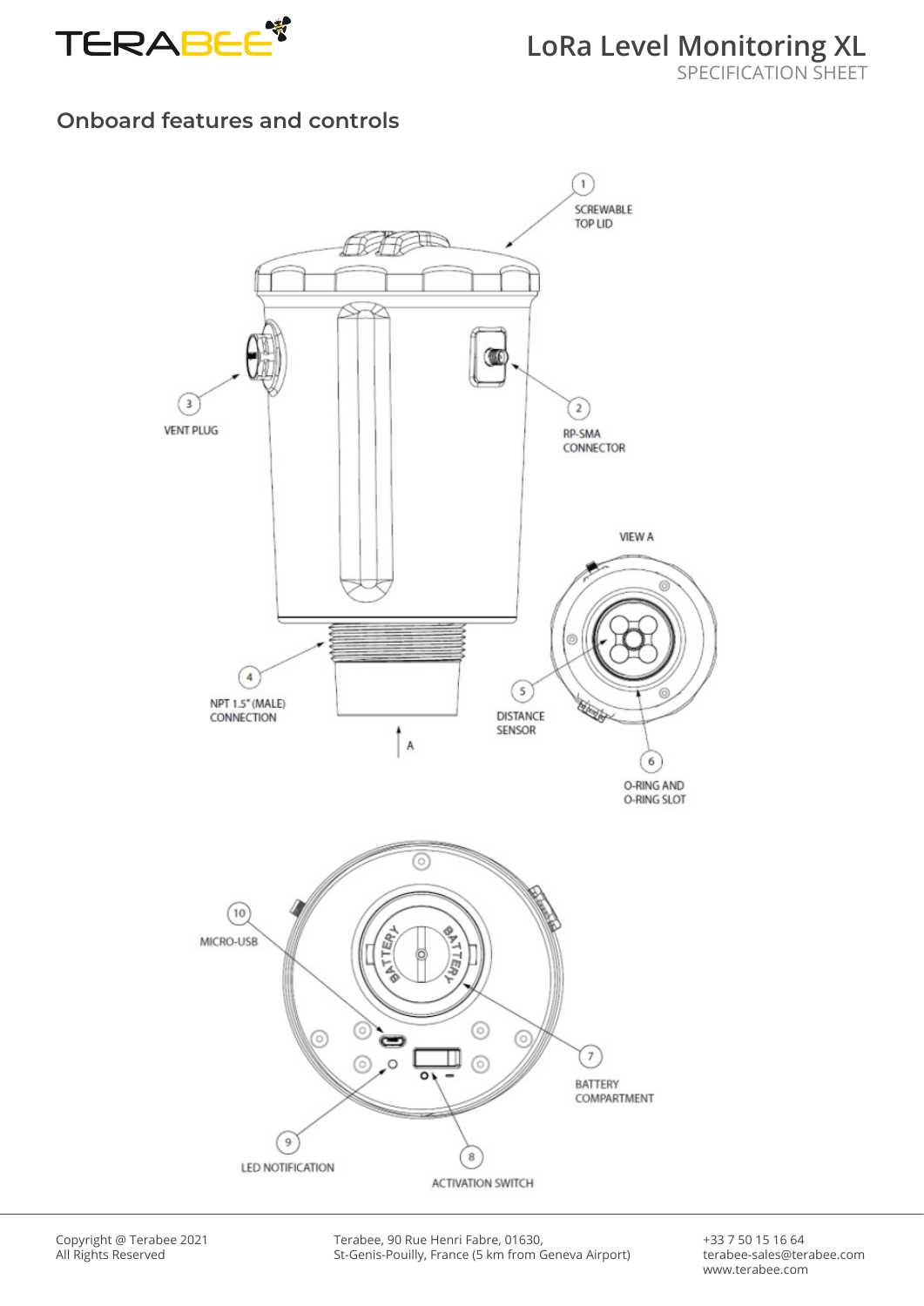## Onboard features and controls

1. SCREWABLE TOP LID
2. RP-SMA CONNECTOR
3. VENT PLUG
4. NPT 1.5" (MALE) CONNECTION
5. DISTANCE SENSOR
6. O-RING AND O-RING SLOT
7. BATTERY COMPARTMENT
8. ACTIVATION SWITCH
9. LED NOTIFICATION
10. MICRO-USB

VIEW A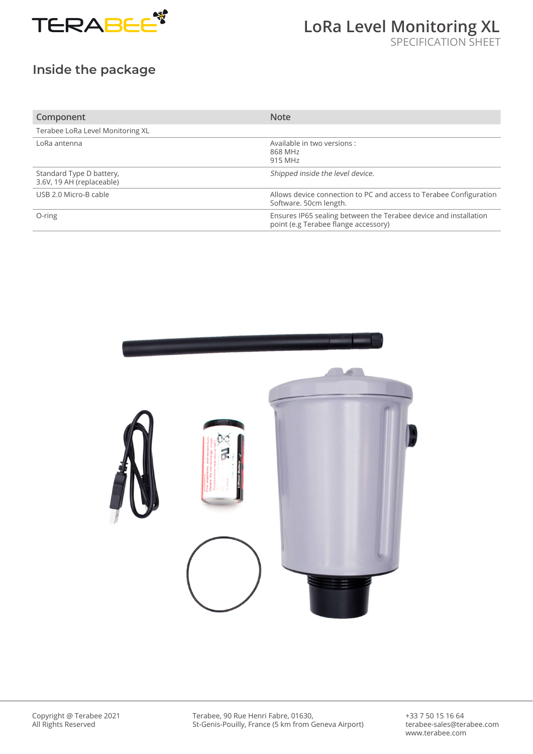## Inside the package

| Component | Note |
|---|---|
| Terabee LoRa Level Monitoring XL | |
| LoRa antenna | Available in two versions :<br>868 MHz<br>915 MHz |
| Standard Type D battery,<br>3.6V, 19 AH (replaceable) | *Shipped inside the level device.* |
| USB 2.0 Micro-B cable | Allows device connection to PC and access to Terabee Configuration Software. 50cm length. |
| O-ring | Ensures IP65 sealing between the Terabee device and installation point (e.g Terabee flange accessory) |

Copyright @ Terabee 2021
All Rights Reserved

Terabee, 90 Rue Henri Fabre, 01630,
St-Genis-Pouilly, France (5 km from Geneva Airport)

+33 7 50 15 16 64
terabee-sales@terabee.com
www.terabee.com